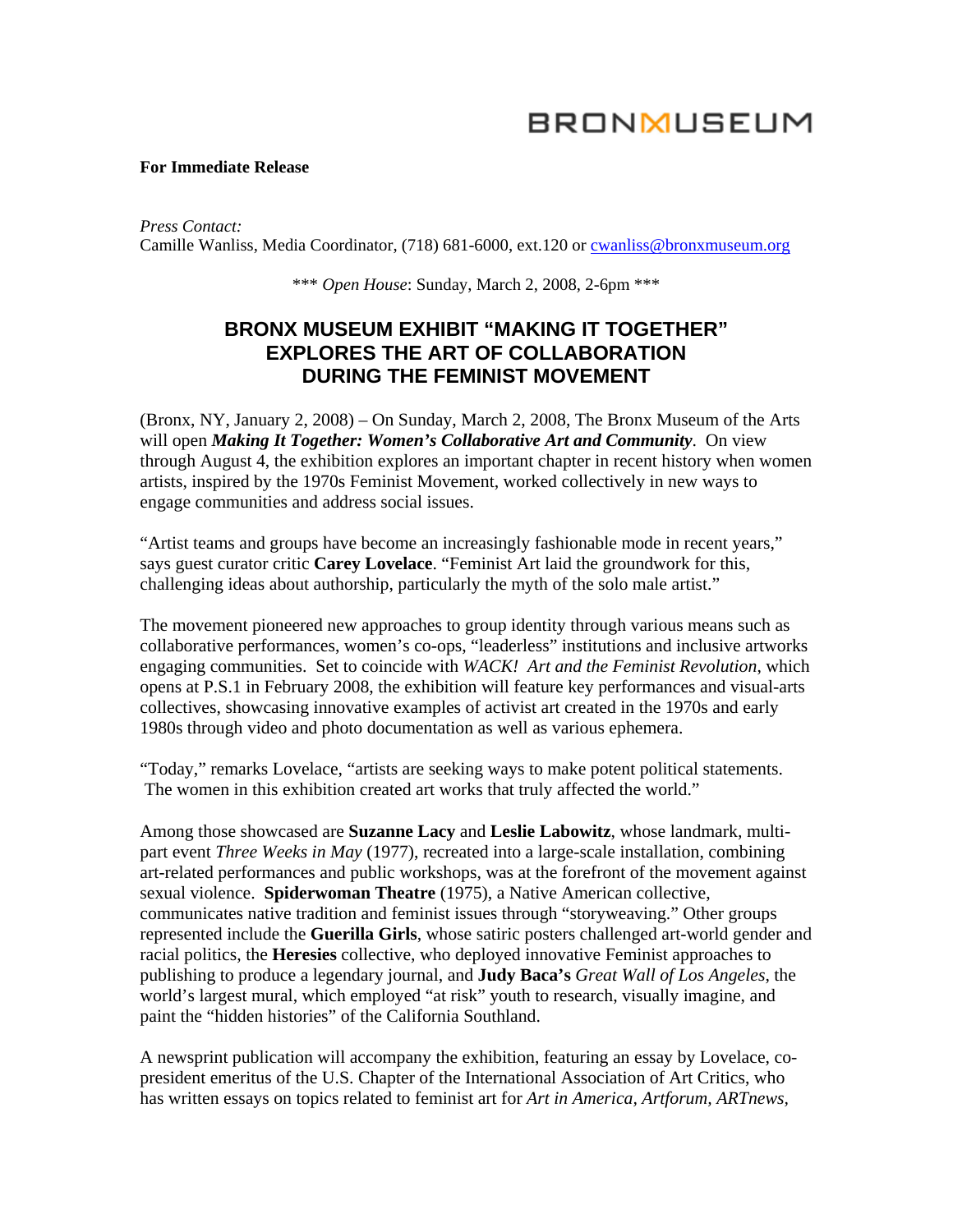BRONXMUSEUM

**For Immediate Release**

*Press Contact:*
Camille Wanliss, Media Coordinator, (718) 681-6000, ext.120 or cwanliss@bronxmuseum.org

*** *Open House*: Sunday, March 2, 2008, 2-6pm ***

# BRONX MUSEUM EXHIBIT "MAKING IT TOGETHER" EXPLORES THE ART OF COLLABORATION DURING THE FEMINIST MOVEMENT

(Bronx, NY, January 2, 2008) – On Sunday, March 2, 2008, The Bronx Museum of the Arts will open ***Making It Together: Women's Collaborative Art and Community***. On view through August 4, the exhibition explores an important chapter in recent history when women artists, inspired by the 1970s Feminist Movement, worked collectively in new ways to engage communities and address social issues.

"Artist teams and groups have become an increasingly fashionable mode in recent years," says guest curator critic **Carey Lovelace**. "Feminist Art laid the groundwork for this, challenging ideas about authorship, particularly the myth of the solo male artist."

The movement pioneered new approaches to group identity through various means such as collaborative performances, women's co-ops, "leaderless" institutions and inclusive artworks engaging communities. Set to coincide with *WACK! Art and the Feminist Revolution*, which opens at P.S.1 in February 2008, the exhibition will feature key performances and visual-arts collectives, showcasing innovative examples of activist art created in the 1970s and early 1980s through video and photo documentation as well as various ephemera.

"Today," remarks Lovelace, "artists are seeking ways to make potent political statements. The women in this exhibition created art works that truly affected the world."

Among those showcased are **Suzanne Lacy** and **Leslie Labowitz**, whose landmark, multi-part event *Three Weeks in May* (1977), recreated into a large-scale installation, combining art-related performances and public workshops, was at the forefront of the movement against sexual violence. **Spiderwoman Theatre** (1975), a Native American collective, communicates native tradition and feminist issues through "storyweaving." Other groups represented include the **Guerilla Girls**, whose satiric posters challenged art-world gender and racial politics, the **Heresies** collective, who deployed innovative Feminist approaches to publishing to produce a legendary journal, and **Judy Baca's** *Great Wall of Los Angeles*, the world's largest mural, which employed "at risk" youth to research, visually imagine, and paint the "hidden histories" of the California Southland.

A newsprint publication will accompany the exhibition, featuring an essay by Lovelace, co-president emeritus of the U.S. Chapter of the International Association of Art Critics, who has written essays on topics related to feminist art for *Art in America*, *Artforum*, *ARTnews*,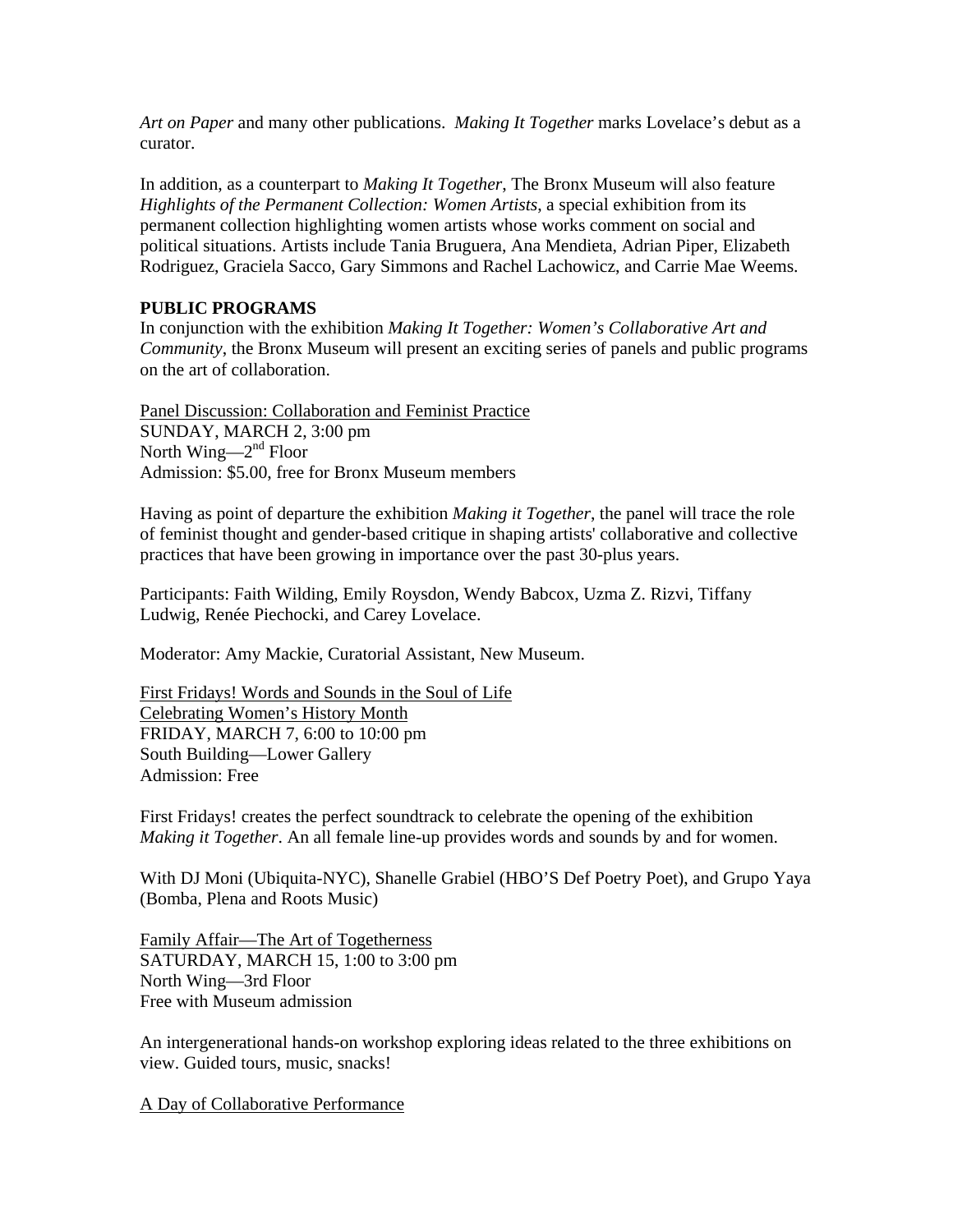*Art on Paper* and many other publications. *Making It Together* marks Lovelace's debut as a curator.

In addition, as a counterpart to *Making It Together*, The Bronx Museum will also feature *Highlights of the Permanent Collection: Women Artists*, a special exhibition from its permanent collection highlighting women artists whose works comment on social and political situations. Artists include Tania Bruguera, Ana Mendieta, Adrian Piper, Elizabeth Rodriguez, Graciela Sacco, Gary Simmons and Rachel Lachowicz, and Carrie Mae Weems.

**PUBLIC PROGRAMS**

In conjunction with the exhibition *Making It Together: Women's Collaborative Art and Community*, the Bronx Museum will present an exciting series of panels and public programs on the art of collaboration.

Panel Discussion: Collaboration and Feminist Practice
SUNDAY, MARCH 2, 3:00 pm
North Wing—2nd Floor
Admission: $5.00, free for Bronx Museum members

Having as point of departure the exhibition *Making it Together*, the panel will trace the role of feminist thought and gender-based critique in shaping artists' collaborative and collective practices that have been growing in importance over the past 30-plus years.

Participants: Faith Wilding, Emily Roysdon, Wendy Babcox, Uzma Z. Rizvi, Tiffany Ludwig, Renée Piechocki, and Carey Lovelace.

Moderator: Amy Mackie, Curatorial Assistant, New Museum.

First Fridays! Words and Sounds in the Soul of Life
Celebrating Women's History Month
FRIDAY, MARCH 7, 6:00 to 10:00 pm
South Building—Lower Gallery
Admission: Free

First Fridays! creates the perfect soundtrack to celebrate the opening of the exhibition *Making it Together*. An all female line-up provides words and sounds by and for women.

With DJ Moni (Ubiquita-NYC), Shanelle Grabiel (HBO'S Def Poetry Poet), and Grupo Yaya (Bomba, Plena and Roots Music)

Family Affair—The Art of Togetherness
SATURDAY, MARCH 15, 1:00 to 3:00 pm
North Wing—3rd Floor
Free with Museum admission

An intergenerational hands-on workshop exploring ideas related to the three exhibitions on view. Guided tours, music, snacks!

A Day of Collaborative Performance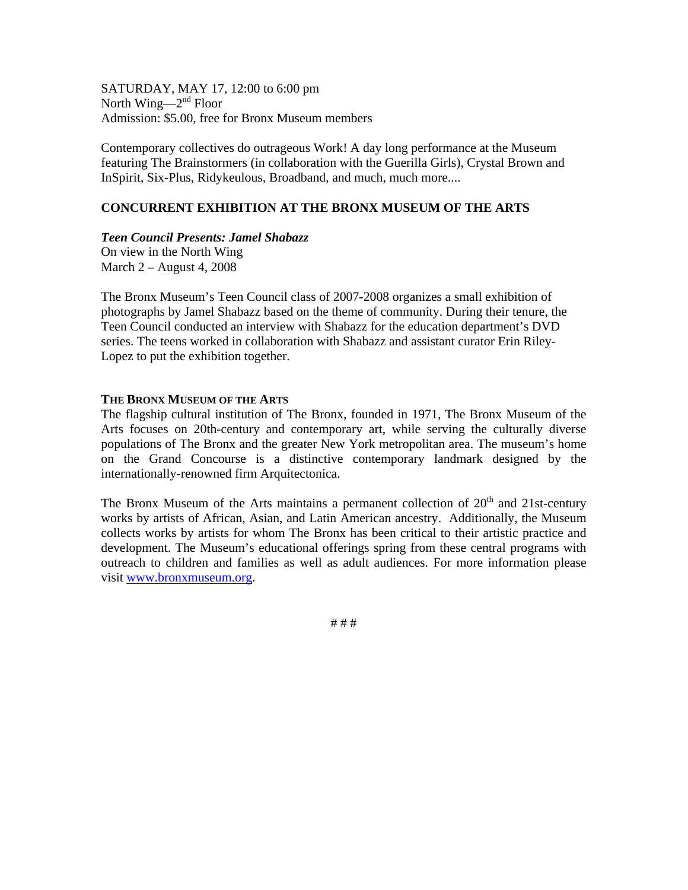SATURDAY, MAY 17, 12:00 to 6:00 pm
North Wing—2nd Floor
Admission: $5.00, free for Bronx Museum members

Contemporary collectives do outrageous Work! A day long performance at the Museum featuring The Brainstormers (in collaboration with the Guerilla Girls), Crystal Brown and InSpirit, Six-Plus, Ridykeulous, Broadband, and much, much more....

## CONCURRENT EXHIBITION AT THE BRONX MUSEUM OF THE ARTS

***Teen Council Presents: Jamel Shabazz***
On view in the North Wing
March 2 – August 4, 2008

The Bronx Museum's Teen Council class of 2007-2008 organizes a small exhibition of photographs by Jamel Shabazz based on the theme of community. During their tenure, the Teen Council conducted an interview with Shabazz for the education department's DVD series. The teens worked in collaboration with Shabazz and assistant curator Erin Riley-Lopez to put the exhibition together.

**THE BRONX MUSEUM OF THE ARTS**

The flagship cultural institution of The Bronx, founded in 1971, The Bronx Museum of the Arts focuses on 20th-century and contemporary art, while serving the culturally diverse populations of The Bronx and the greater New York metropolitan area. The museum's home on the Grand Concourse is a distinctive contemporary landmark designed by the internationally-renowned firm Arquitectonica.

The Bronx Museum of the Arts maintains a permanent collection of 20th and 21st-century works by artists of African, Asian, and Latin American ancestry. Additionally, the Museum collects works by artists for whom The Bronx has been critical to their artistic practice and development. The Museum's educational offerings spring from these central programs with outreach to children and families as well as adult audiences. For more information please visit www.bronxmuseum.org.

# # #